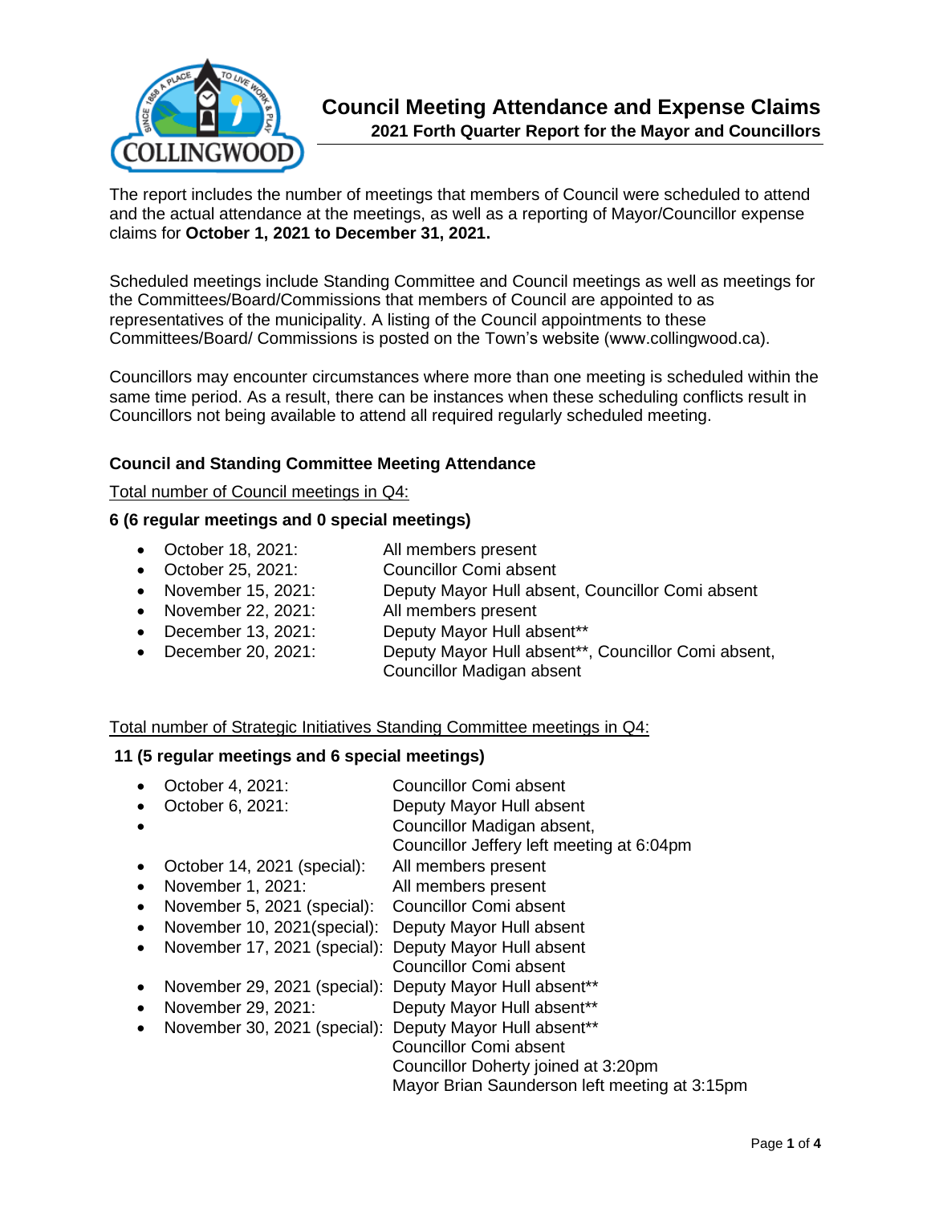# Council Meeting Attendance and Expense Claims

## 2021 Forth Quarter Report for the Mayor and Councillors

The report includes the number of meetings that members of Council were scheduled to attend and the actual attendance at the meetings, as well as a reporting of Mayor/Councillor expense claims for **October 1, 2021 to December 31, 2021.**

Scheduled meetings include Standing Committee and Council meetings as well as meetings for the Committees/Board/Commissions that members of Council are appointed to as representatives of the municipality. A listing of the Council appointments to these Committees/Board/ Commissions is posted on the Town's website (www.collingwood.ca).

Councillors may encounter circumstances where more than one meeting is scheduled within the same time period. As a result, there can be instances when these scheduling conflicts result in Councillors not being available to attend all required regularly scheduled meeting.

### Council and Standing Committee Meeting Attendance

Total number of Council meetings in Q4:

**6 (6 regular meetings and 0 special meetings)**

- October 18, 2021: All members present
- October 25, 2021: Councillor Comi absent
- November 15, 2021: Deputy Mayor Hull absent, Councillor Comi absent
- November 22, 2021: All members present
- December 13, 2021: Deputy Mayor Hull absent**
- December 20, 2021: Deputy Mayor Hull absent**, Councillor Comi absent, Councillor Madigan absent

Total number of Strategic Initiatives Standing Committee meetings in Q4:

**11 (5 regular meetings and 6 special meetings)**

- October 4, 2021: Councillor Comi absent
- October 6, 2021: Deputy Mayor Hull absent
- Councillor Madigan absent, Councillor Jeffery left meeting at 6:04pm
- October 14, 2021 (special): All members present
- November 1, 2021: All members present
- November 5, 2021 (special): Councillor Comi absent
- November 10, 2021(special): Deputy Mayor Hull absent
- November 17, 2021 (special): Deputy Mayor Hull absent, Councillor Comi absent
- November 29, 2021 (special): Deputy Mayor Hull absent**
- November 29, 2021: Deputy Mayor Hull absent**
- November 30, 2021 (special): Deputy Mayor Hull absent**, Councillor Comi absent, Councillor Doherty joined at 3:20pm, Mayor Brian Saunderson left meeting at 3:15pm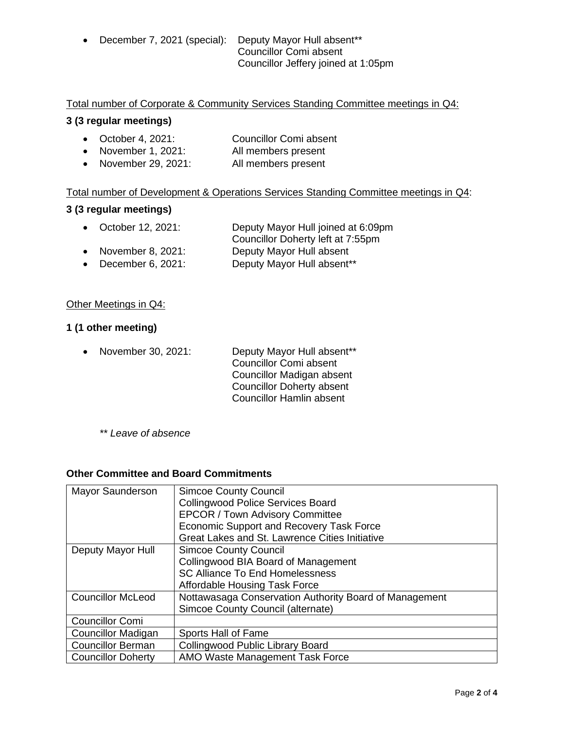- December 7, 2021 (special): Deputy Mayor Hull absent**
  Councillor Comi absent
  Councillor Jeffery joined at 1:05pm

<u>Total number of Corporate & Community Services Standing Committee meetings in Q4:</u>

**3 (3 regular meetings)**

- October 4, 2021: Councillor Comi absent
- November 1, 2021: All members present
- November 29, 2021: All members present

<u>Total number of Development & Operations Services Standing Committee meetings in Q4</u>:

**3 (3 regular meetings)**

- October 12, 2021: Deputy Mayor Hull joined at 6:09pm
  Councillor Doherty left at 7:55pm
- November 8, 2021: Deputy Mayor Hull absent
- December 6, 2021: Deputy Mayor Hull absent**

<u>Other Meetings in Q4:</u>

**1 (1 other meeting)**

- November 30, 2021: Deputy Mayor Hull absent**
  Councillor Comi absent
  Councillor Madigan absent
  Councillor Doherty absent
  Councillor Hamlin absent

*** Leave of absence*

**Other Committee and Board Commitments**

| | |
|---|---|
| Mayor Saunderson | Simcoe County Council<br>Collingwood Police Services Board<br>EPCOR / Town Advisory Committee<br>Economic Support and Recovery Task Force<br>Great Lakes and St. Lawrence Cities Initiative |
| Deputy Mayor Hull | Simcoe County Council<br>Collingwood BIA Board of Management<br>SC Alliance To End Homelessness<br>Affordable Housing Task Force |
| Councillor McLeod | Nottawasaga Conservation Authority Board of Management<br>Simcoe County Council (alternate) |
| Councillor Comi | |
| Councillor Madigan | Sports Hall of Fame |
| Councillor Berman | Collingwood Public Library Board |
| Councillor Doherty | AMO Waste Management Task Force |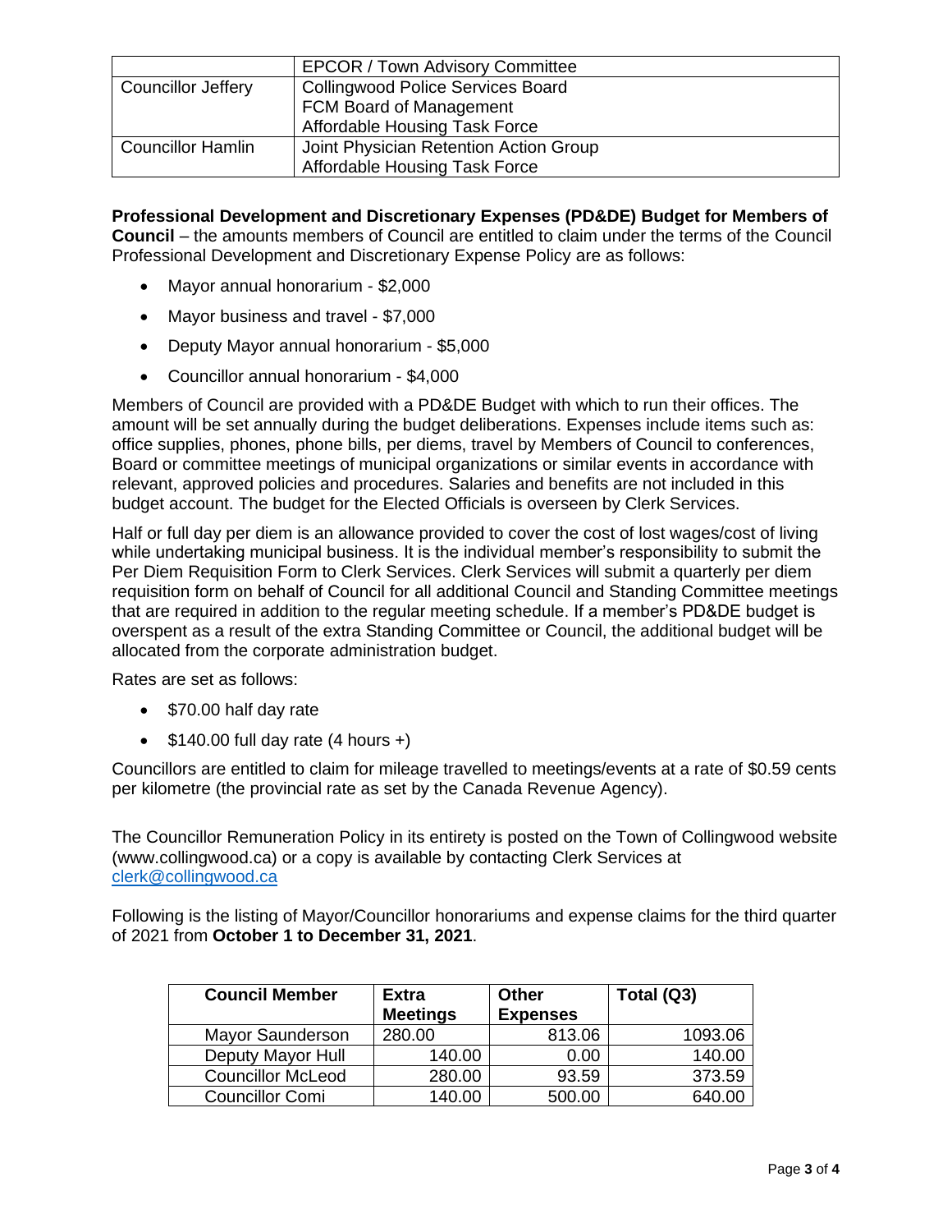| | |
|---|---|
| | EPCOR / Town Advisory Committee |
| Councillor Jeffery | Collingwood Police Services Board<br>FCM Board of Management<br>Affordable Housing Task Force |
| Councillor Hamlin | Joint Physician Retention Action Group<br>Affordable Housing Task Force |

**Professional Development and Discretionary Expenses (PD&DE) Budget for Members of Council** – the amounts members of Council are entitled to claim under the terms of the Council Professional Development and Discretionary Expense Policy are as follows:

- Mayor annual honorarium - $2,000
- Mayor business and travel - $7,000
- Deputy Mayor annual honorarium - $5,000
- Councillor annual honorarium - $4,000

Members of Council are provided with a PD&DE Budget with which to run their offices. The amount will be set annually during the budget deliberations. Expenses include items such as: office supplies, phones, phone bills, per diems, travel by Members of Council to conferences, Board or committee meetings of municipal organizations or similar events in accordance with relevant, approved policies and procedures. Salaries and benefits are not included in this budget account. The budget for the Elected Officials is overseen by Clerk Services.

Half or full day per diem is an allowance provided to cover the cost of lost wages/cost of living while undertaking municipal business. It is the individual member's responsibility to submit the Per Diem Requisition Form to Clerk Services. Clerk Services will submit a quarterly per diem requisition form on behalf of Council for all additional Council and Standing Committee meetings that are required in addition to the regular meeting schedule. If a member's PD&DE budget is overspent as a result of the extra Standing Committee or Council, the additional budget will be allocated from the corporate administration budget.

Rates are set as follows:

- $70.00 half day rate
- $140.00 full day rate (4 hours +)

Councillors are entitled to claim for mileage travelled to meetings/events at a rate of $0.59 cents per kilometre (the provincial rate as set by the Canada Revenue Agency).

The Councillor Remuneration Policy in its entirety is posted on the Town of Collingwood website (www.collingwood.ca) or a copy is available by contacting Clerk Services at clerk@collingwood.ca

Following is the listing of Mayor/Councillor honorariums and expense claims for the third quarter of 2021 from **October 1 to December 31, 2021**.

| Council Member | Extra Meetings | Other Expenses | Total (Q3) |
|---|---|---|---|
| Mayor Saunderson | 280.00 | 813.06 | 1093.06 |
| Deputy Mayor Hull | 140.00 | 0.00 | 140.00 |
| Councillor McLeod | 280.00 | 93.59 | 373.59 |
| Councillor Comi | 140.00 | 500.00 | 640.00 |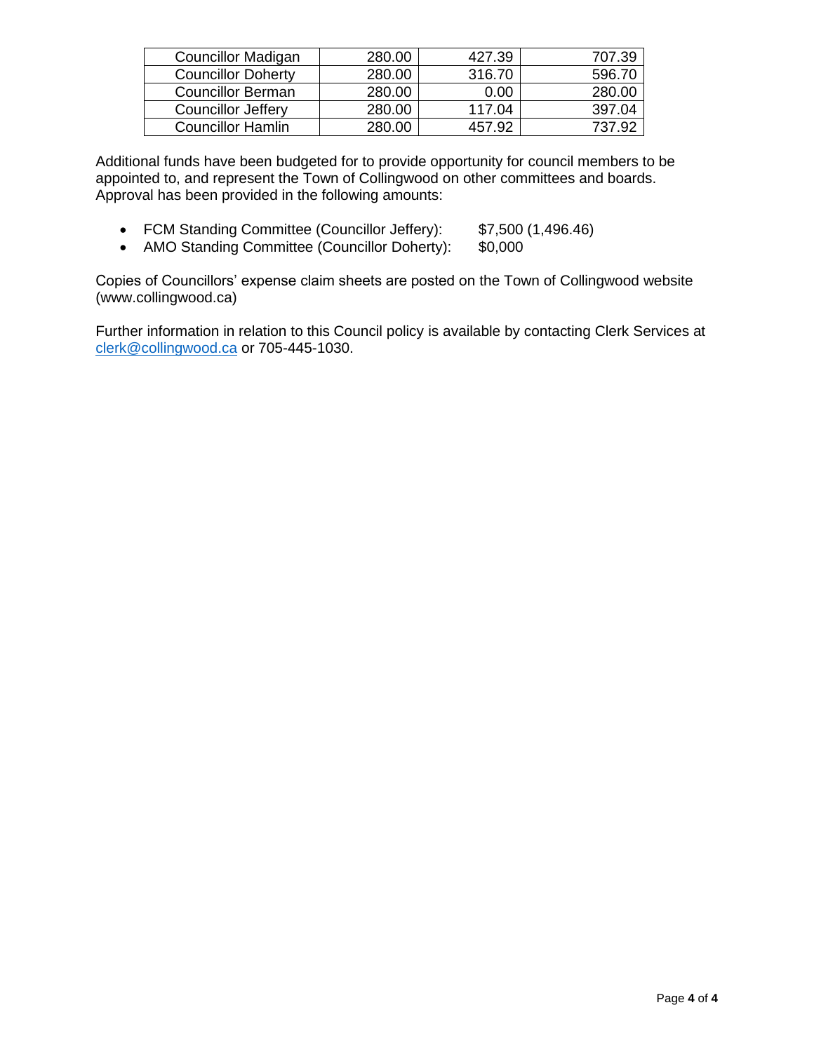| Councillor Madigan | 280.00 | 427.39 | 707.39 |
|---|---|---|---|
| Councillor Doherty | 280.00 | 316.70 | 596.70 |
| Councillor Berman | 280.00 | 0.00 | 280.00 |
| Councillor Jeffery | 280.00 | 117.04 | 397.04 |
| Councillor Hamlin | 280.00 | 457.92 | 737.92 |

Additional funds have been budgeted for to provide opportunity for council members to be appointed to, and represent the Town of Collingwood on other committees and boards. Approval has been provided in the following amounts:

- FCM Standing Committee (Councillor Jeffery): $7,500 (1,496.46)
- AMO Standing Committee (Councillor Doherty): $0,000

Copies of Councillors' expense claim sheets are posted on the Town of Collingwood website (www.collingwood.ca)

Further information in relation to this Council policy is available by contacting Clerk Services at clerk@collingwood.ca or 705-445-1030.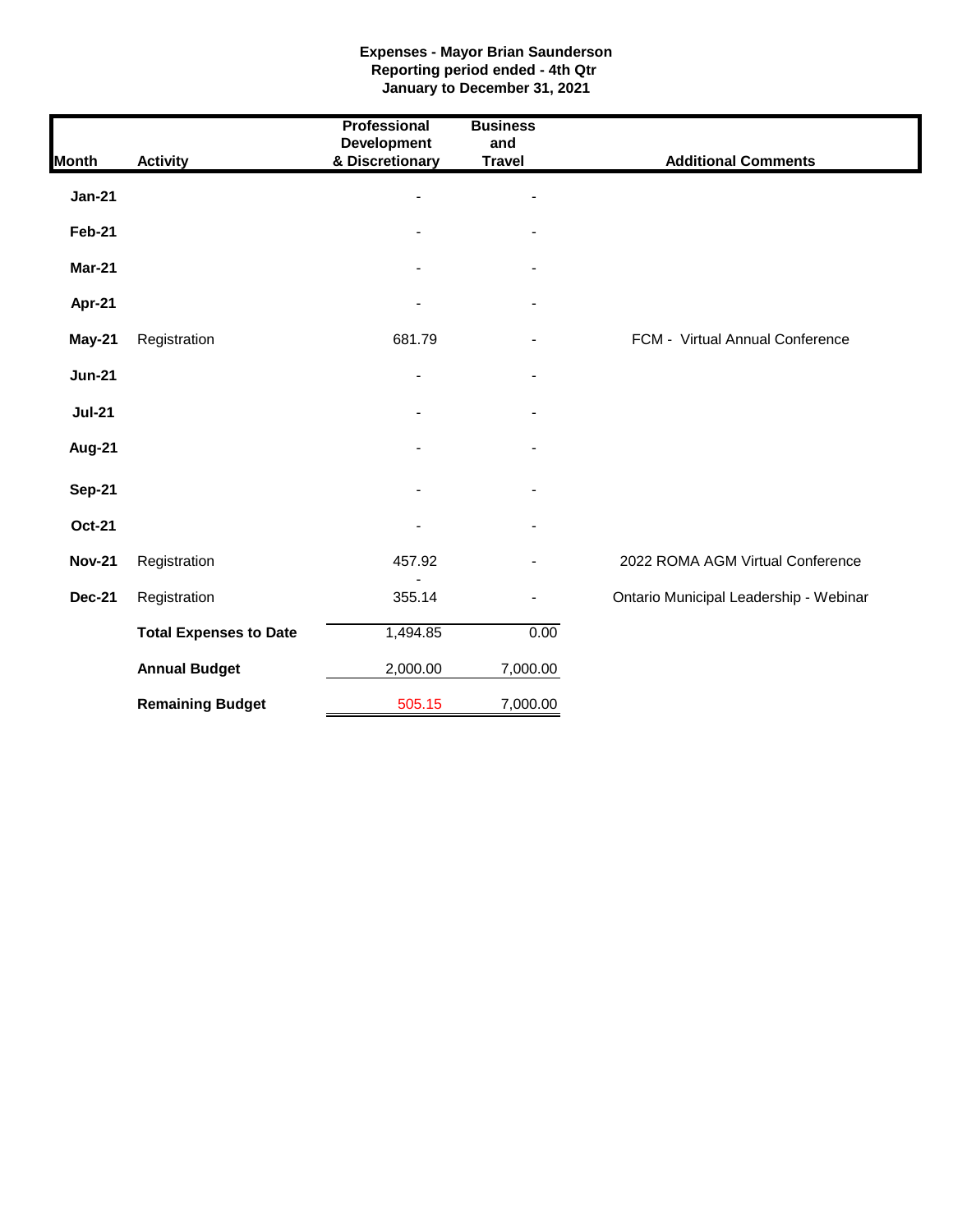**Expenses - Mayor Brian Saunderson**
**Reporting period ended - 4th Qtr**
**January to December 31, 2021**

| Month | Activity | Professional Development & Discretionary | Business and Travel | Additional Comments |
|---|---|---|---|---|
| **Jan-21** | | - | - | |
| **Feb-21** | | - | - | |
| **Mar-21** | | - | - | |
| **Apr-21** | | - | - | |
| **May-21** | Registration | 681.79 | - | FCM - Virtual Annual Conference |
| **Jun-21** | | - | - | |
| **Jul-21** | | - | - | |
| **Aug-21** | | - | - | |
| **Sep-21** | | - | - | |
| **Oct-21** | | - | - | |
| **Nov-21** | Registration | 457.92 | - | 2022 ROMA AGM Virtual Conference |
| **Dec-21** | Registration | 355.14 | - | Ontario Municipal Leadership - Webinar |
| | **Total Expenses to Date** | 1,494.85 | 0.00 | |
| | **Annual Budget** | 2,000.00 | 7,000.00 | |
| | **Remaining Budget** | 505.15 | 7,000.00 | |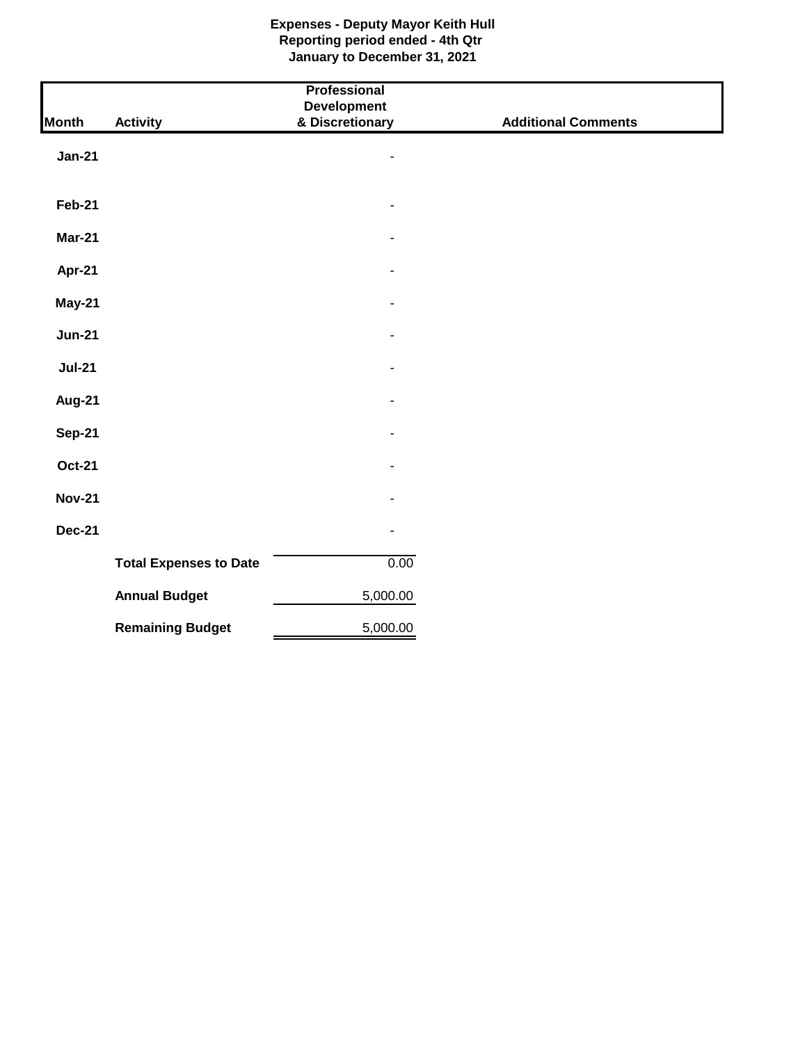**Expenses - Deputy Mayor Keith Hull**
**Reporting period ended - 4th Qtr**
**January to December 31, 2021**

| Month | Activity | Professional Development & Discretionary | Additional Comments |
|---|---|---|---|
| **Jan-21** | | - | |
| **Feb-21** | | - | |
| **Mar-21** | | - | |
| **Apr-21** | | - | |
| **May-21** | | - | |
| **Jun-21** | | - | |
| **Jul-21** | | - | |
| **Aug-21** | | - | |
| **Sep-21** | | - | |
| **Oct-21** | | - | |
| **Nov-21** | | - | |
| **Dec-21** | | - | |
| | **Total Expenses to Date** | 0.00 | |
| | **Annual Budget** | 5,000.00 | |
| | **Remaining Budget** | 5,000.00 | |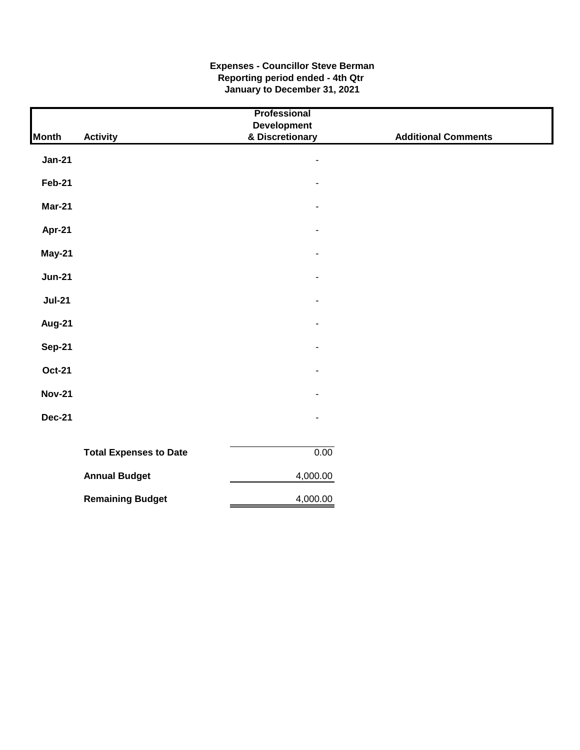**Expenses - Councillor Steve Berman**
**Reporting period ended - 4th Qtr**
**January to December 31, 2021**

| Month | Activity | Professional Development & Discretionary | Additional Comments |
|---|---|---|---|
| **Jan-21** | | - | |
| **Feb-21** | | - | |
| **Mar-21** | | - | |
| **Apr-21** | | - | |
| **May-21** | | - | |
| **Jun-21** | | - | |
| **Jul-21** | | - | |
| **Aug-21** | | - | |
| **Sep-21** | | - | |
| **Oct-21** | | - | |
| **Nov-21** | | - | |
| **Dec-21** | | - | |
| | **Total Expenses to Date** | 0.00 | |
| | **Annual Budget** | 4,000.00 | |
| | **Remaining Budget** | 4,000.00 | |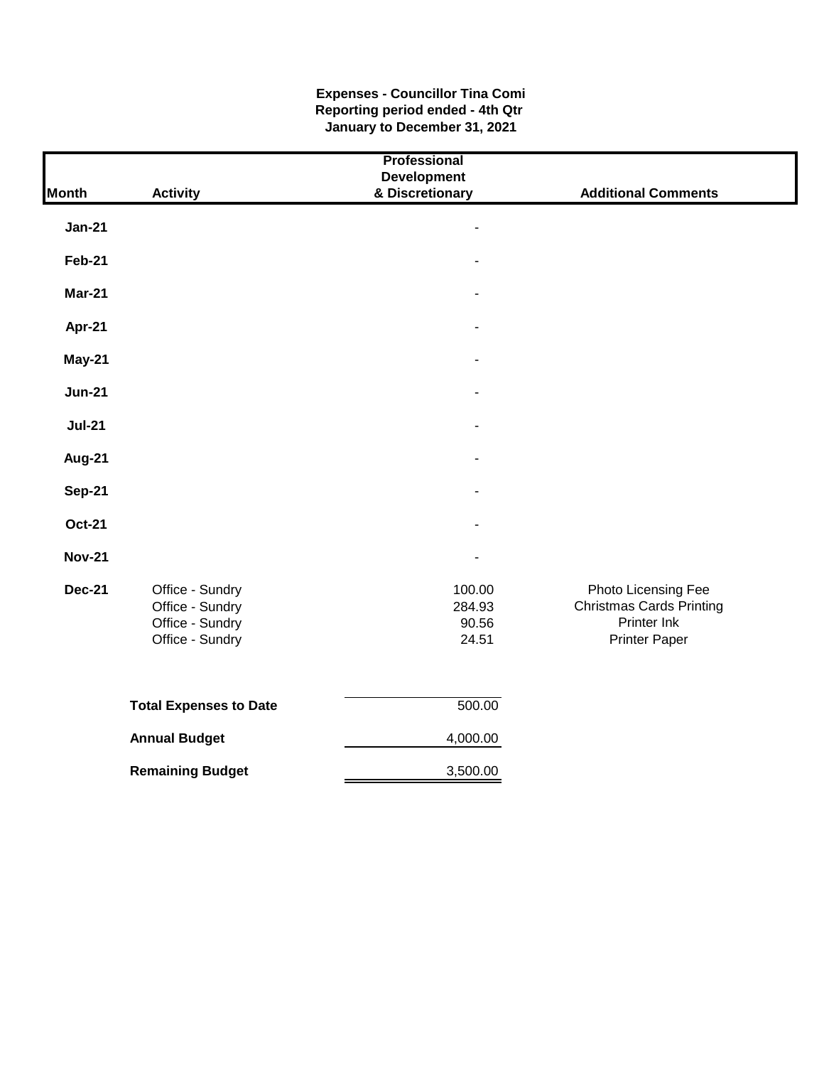**Expenses - Councillor Tina Comi**
**Reporting period ended - 4th Qtr**
**January to December 31, 2021**

| Month | Activity | Professional Development & Discretionary | Additional Comments |
|---|---|---|---|
| **Jan-21** | | - | |
| **Feb-21** | | - | |
| **Mar-21** | | - | |
| **Apr-21** | | - | |
| **May-21** | | - | |
| **Jun-21** | | - | |
| **Jul-21** | | - | |
| **Aug-21** | | - | |
| **Sep-21** | | - | |
| **Oct-21** | | - | |
| **Nov-21** | | - | |
| **Dec-21** | Office - Sundry | 100.00 | Photo Licensing Fee |
| | Office - Sundry | 284.93 | Christmas Cards Printing |
| | Office - Sundry | 90.56 | Printer Ink |
| | Office - Sundry | 24.51 | Printer Paper |

| | |
|---|---|
| **Total Expenses to Date** | 500.00 |
| **Annual Budget** | 4,000.00 |
| **Remaining Budget** | 3,500.00 |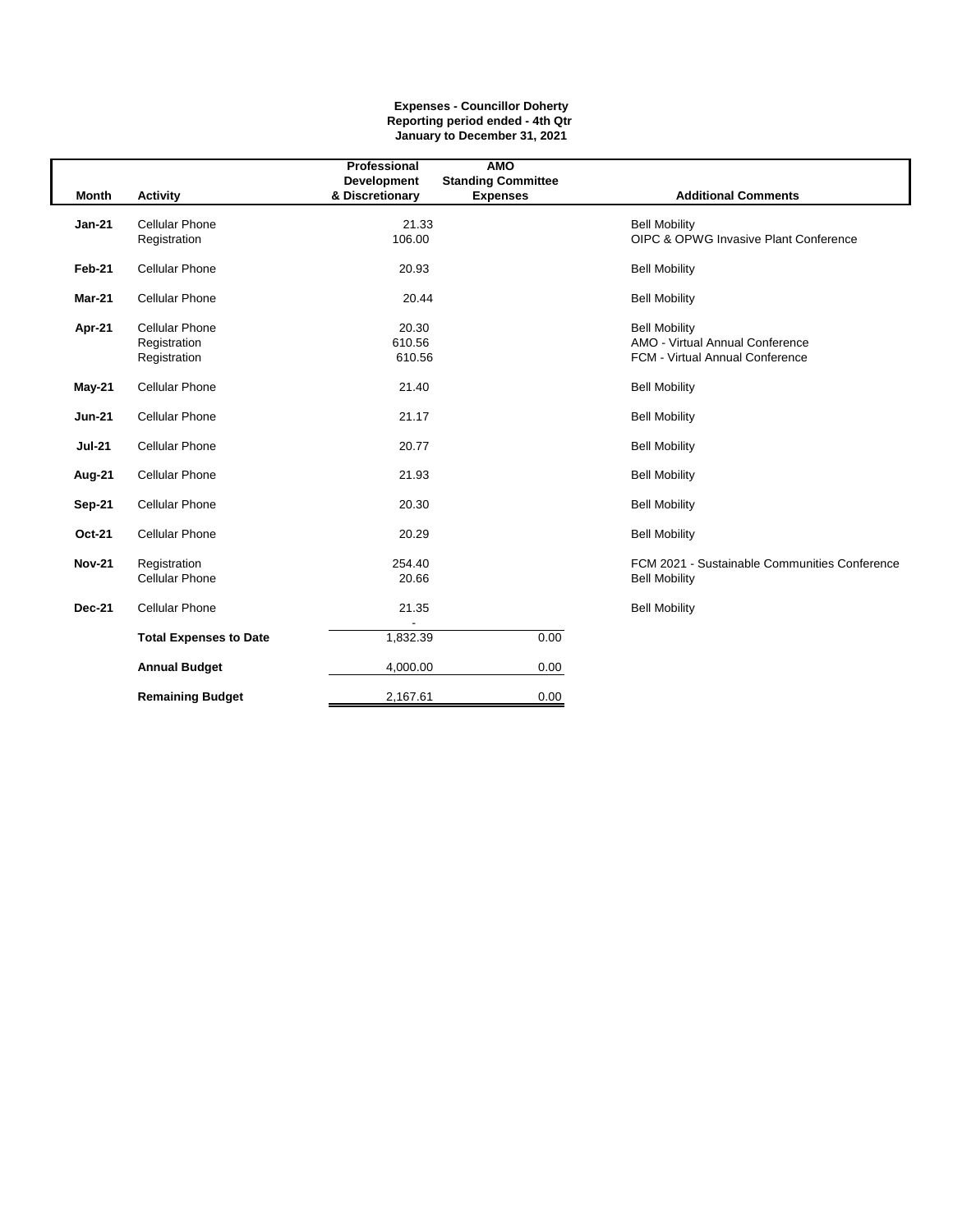**Expenses - Councillor Doherty**
**Reporting period ended - 4th Qtr**
**January to December 31, 2021**

| Month | Activity | Professional Development & Discretionary | AMO Standing Committee Expenses | Additional Comments |
|---|---|---|---|---|
| **Jan-21** | Cellular Phone | 21.33 | | Bell Mobility |
| | Registration | 106.00 | | OIPC & OPWG Invasive Plant Conference |
| **Feb-21** | Cellular Phone | 20.93 | | Bell Mobility |
| **Mar-21** | Cellular Phone | 20.44 | | Bell Mobility |
| **Apr-21** | Cellular Phone | 20.30 | | Bell Mobility |
| | Registration | 610.56 | | AMO - Virtual Annual Conference |
| | Registration | 610.56 | | FCM - Virtual Annual Conference |
| **May-21** | Cellular Phone | 21.40 | | Bell Mobility |
| **Jun-21** | Cellular Phone | 21.17 | | Bell Mobility |
| **Jul-21** | Cellular Phone | 20.77 | | Bell Mobility |
| **Aug-21** | Cellular Phone | 21.93 | | Bell Mobility |
| **Sep-21** | Cellular Phone | 20.30 | | Bell Mobility |
| **Oct-21** | Cellular Phone | 20.29 | | Bell Mobility |
| **Nov-21** | Registration | 254.40 | | FCM 2021 - Sustainable Communities Conference |
| | Cellular Phone | 20.66 | | Bell Mobility |
| **Dec-21** | Cellular Phone | 21.35 | | Bell Mobility |
| | | - | | |
| | **Total Expenses to Date** | 1,832.39 | 0.00 | |
| | **Annual Budget** | 4,000.00 | 0.00 | |
| | **Remaining Budget** | 2,167.61 | 0.00 | |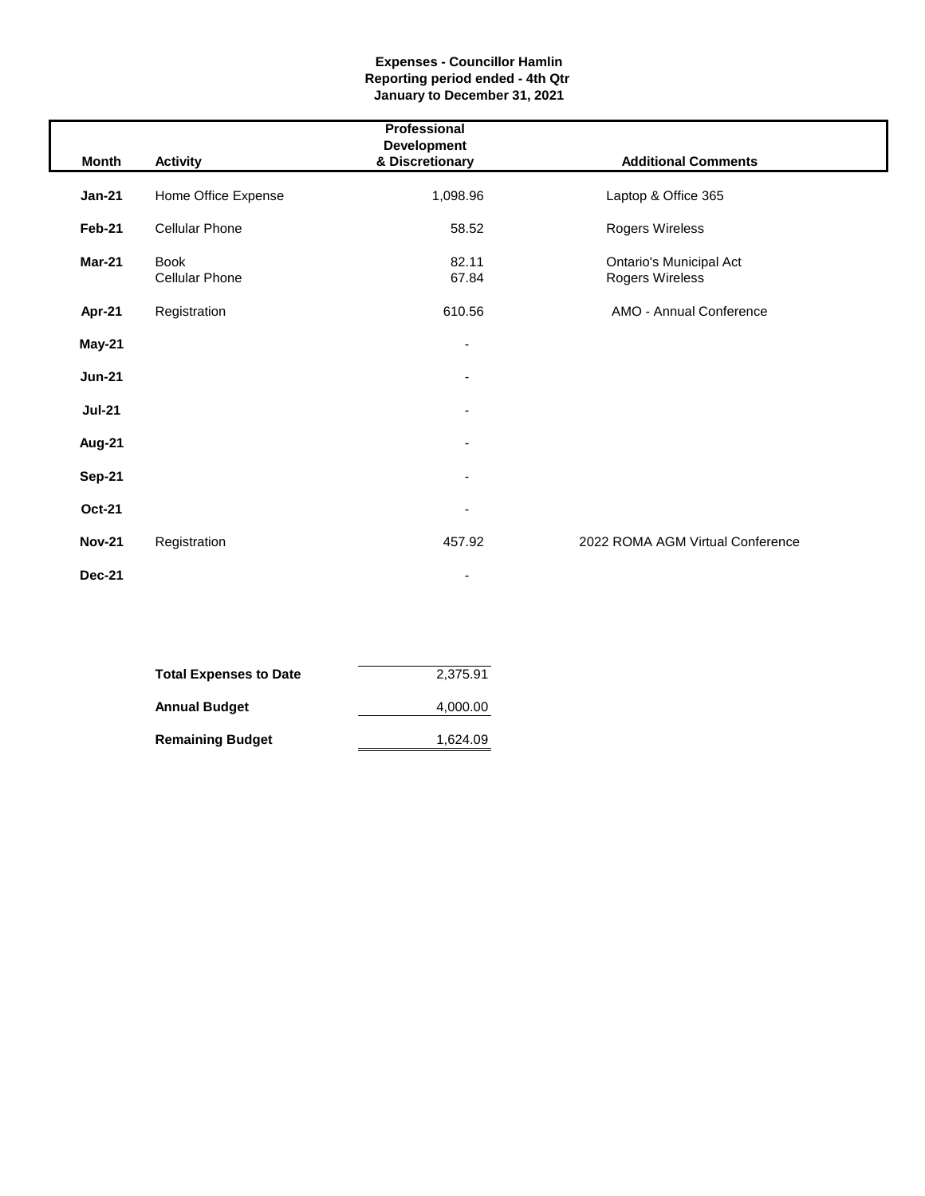**Expenses - Councillor Hamlin**
**Reporting period ended - 4th Qtr**
**January to December 31, 2021**

| Month | Activity | Professional Development & Discretionary | Additional Comments |
|---|---|---|---|
| **Jan-21** | Home Office Expense | 1,098.96 | Laptop & Office 365 |
| **Feb-21** | Cellular Phone | 58.52 | Rogers Wireless |
| **Mar-21** | Book | 82.11 | Ontario's Municipal Act |
| | Cellular Phone | 67.84 | Rogers Wireless |
| **Apr-21** | Registration | 610.56 | AMO - Annual Conference |
| **May-21** | | - | |
| **Jun-21** | | - | |
| **Jul-21** | | - | |
| **Aug-21** | | - | |
| **Sep-21** | | - | |
| **Oct-21** | | - | |
| **Nov-21** | Registration | 457.92 | 2022 ROMA AGM Virtual Conference |
| **Dec-21** | | - | |

| | |
|---|---|
| **Total Expenses to Date** | 2,375.91 |
| **Annual Budget** | 4,000.00 |
| **Remaining Budget** | 1,624.09 |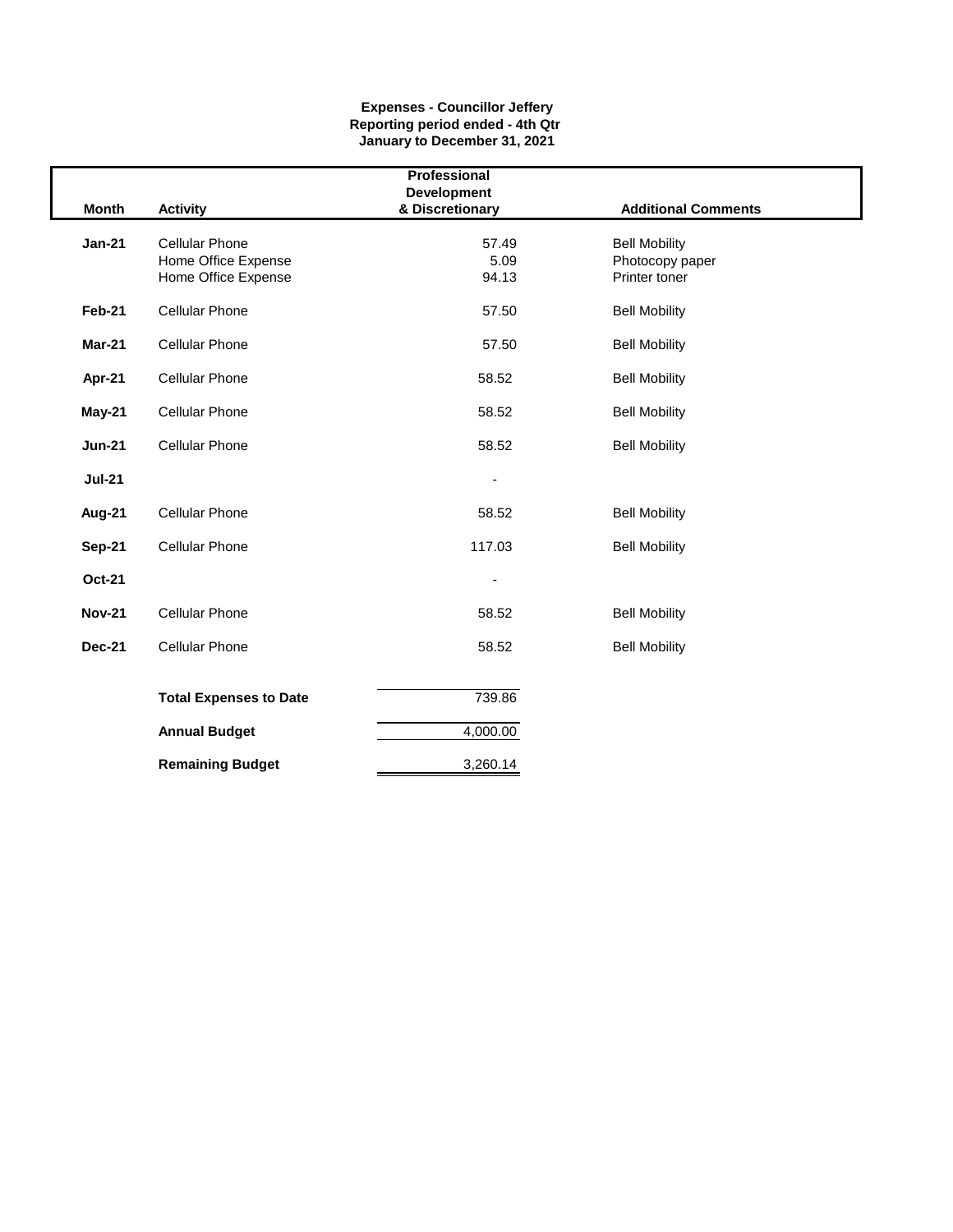**Expenses - Councillor Jeffery**
**Reporting period ended - 4th Qtr**
**January to December 31, 2021**

| Month | Activity | Professional Development & Discretionary | Additional Comments |
|---|---|---|---|
| Jan-21 | Cellular Phone | 57.49 | Bell Mobility |
| | Home Office Expense | 5.09 | Photocopy paper |
| | Home Office Expense | 94.13 | Printer toner |
| Feb-21 | Cellular Phone | 57.50 | Bell Mobility |
| Mar-21 | Cellular Phone | 57.50 | Bell Mobility |
| Apr-21 | Cellular Phone | 58.52 | Bell Mobility |
| May-21 | Cellular Phone | 58.52 | Bell Mobility |
| Jun-21 | Cellular Phone | 58.52 | Bell Mobility |
| Jul-21 | | - | |
| Aug-21 | Cellular Phone | 58.52 | Bell Mobility |
| Sep-21 | Cellular Phone | 117.03 | Bell Mobility |
| Oct-21 | | - | |
| Nov-21 | Cellular Phone | 58.52 | Bell Mobility |
| Dec-21 | Cellular Phone | 58.52 | Bell Mobility |
| | **Total Expenses to Date** | 739.86 | |
| | **Annual Budget** | 4,000.00 | |
| | **Remaining Budget** | 3,260.14 | |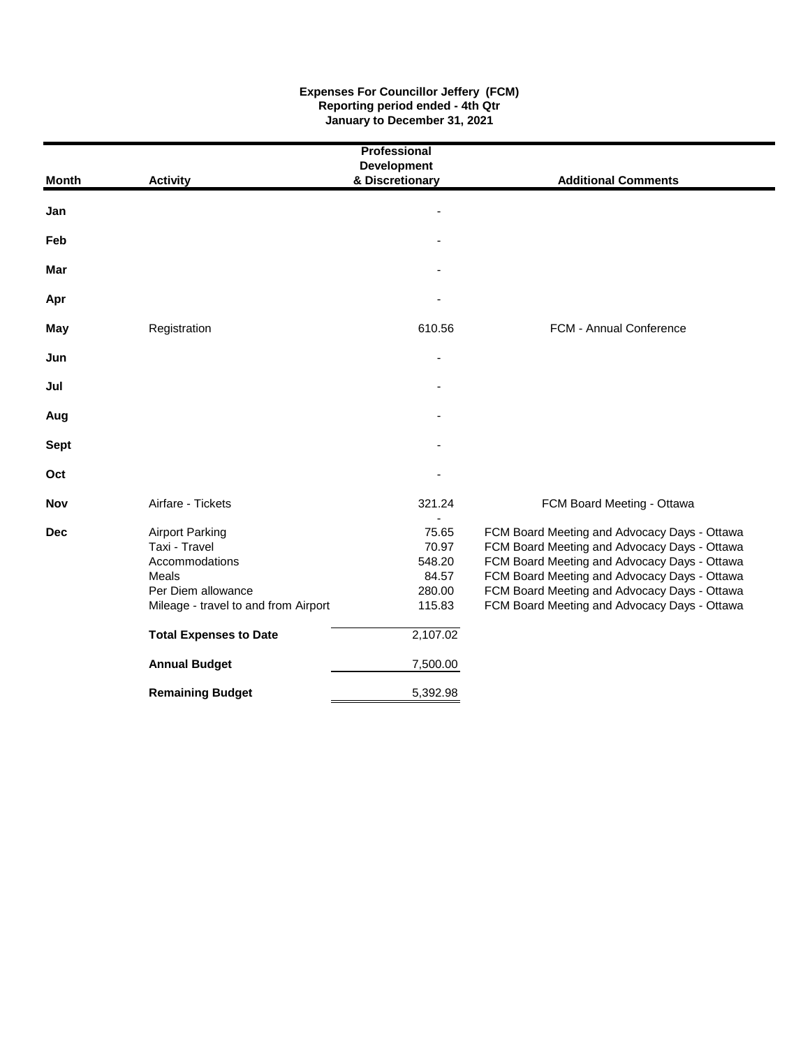**Expenses For Councillor Jeffery (FCM)**
**Reporting period ended - 4th Qtr**
**January to December 31, 2021**

| Month | Activity | Professional Development & Discretionary | Additional Comments |
|---|---|---|---|
| **Jan** | | - | |
| **Feb** | | - | |
| **Mar** | | - | |
| **Apr** | | - | |
| **May** | Registration | 610.56 | FCM - Annual Conference |
| **Jun** | | - | |
| **Jul** | | - | |
| **Aug** | | - | |
| **Sept** | | - | |
| **Oct** | | - | |
| **Nov** | Airfare - Tickets | 321.24 | FCM Board Meeting - Ottawa |
| | | - | |
| **Dec** | Airport Parking | 75.65 | FCM Board Meeting and Advocacy Days - Ottawa |
| | Taxi - Travel | 70.97 | FCM Board Meeting and Advocacy Days - Ottawa |
| | Accommodations | 548.20 | FCM Board Meeting and Advocacy Days - Ottawa |
| | Meals | 84.57 | FCM Board Meeting and Advocacy Days - Ottawa |
| | Per Diem allowance | 280.00 | FCM Board Meeting and Advocacy Days - Ottawa |
| | Mileage - travel to and from Airport | 115.83 | FCM Board Meeting and Advocacy Days - Ottawa |
| | **Total Expenses to Date** | 2,107.02 | |
| | **Annual Budget** | 7,500.00 | |
| | **Remaining Budget** | 5,392.98 | |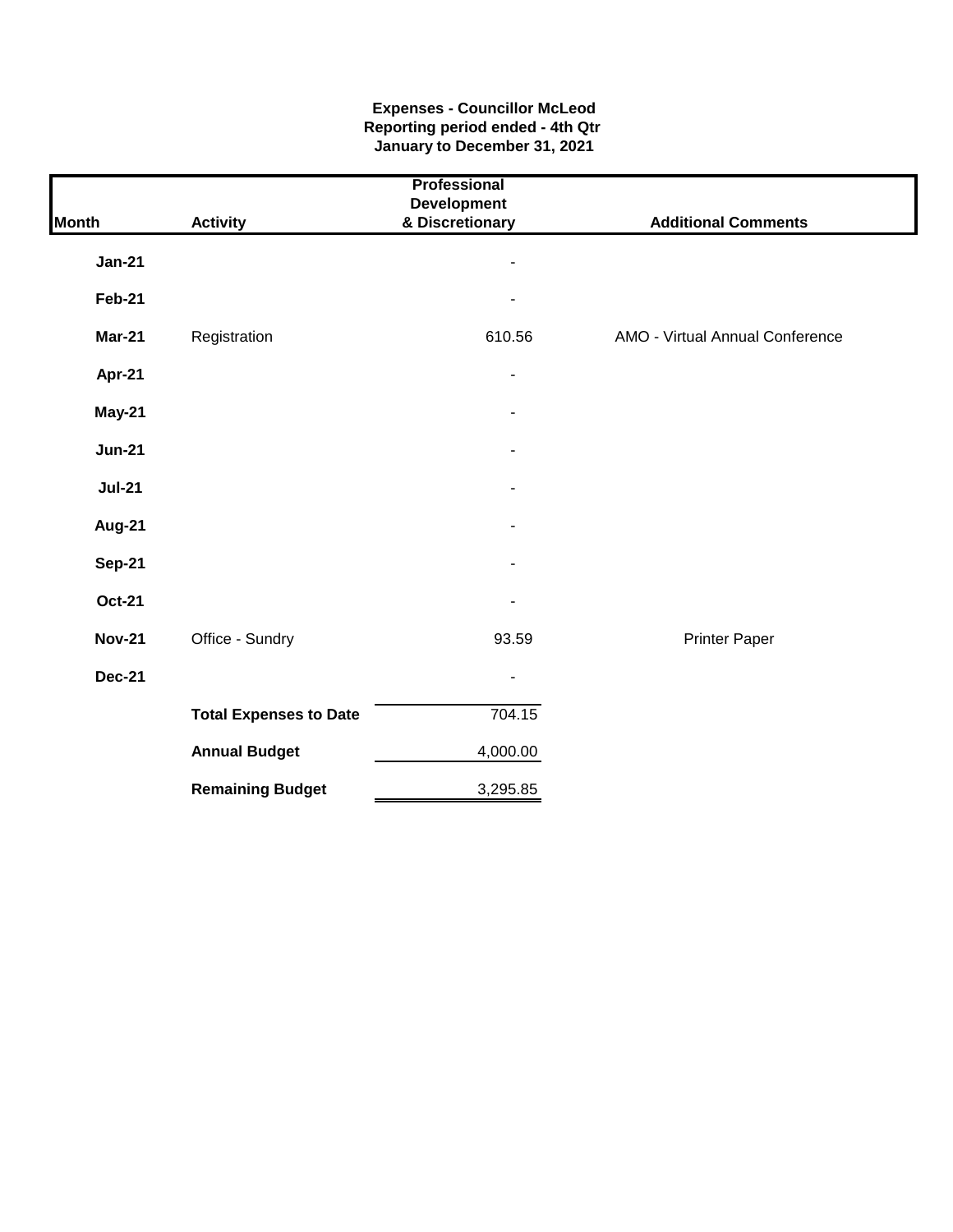**Expenses - Councillor McLeod**
**Reporting period ended - 4th Qtr**
**January to December 31, 2021**

| Month | Activity | Professional Development & Discretionary | Additional Comments |
|---|---|---|---|
| **Jan-21** | | - | |
| **Feb-21** | | - | |
| **Mar-21** | Registration | 610.56 | AMO - Virtual Annual Conference |
| **Apr-21** | | - | |
| **May-21** | | - | |
| **Jun-21** | | - | |
| **Jul-21** | | - | |
| **Aug-21** | | - | |
| **Sep-21** | | - | |
| **Oct-21** | | - | |
| **Nov-21** | Office - Sundry | 93.59 | Printer Paper |
| **Dec-21** | | - | |
| | **Total Expenses to Date** | 704.15 | |
| | **Annual Budget** | 4,000.00 | |
| | **Remaining Budget** | 3,295.85 | |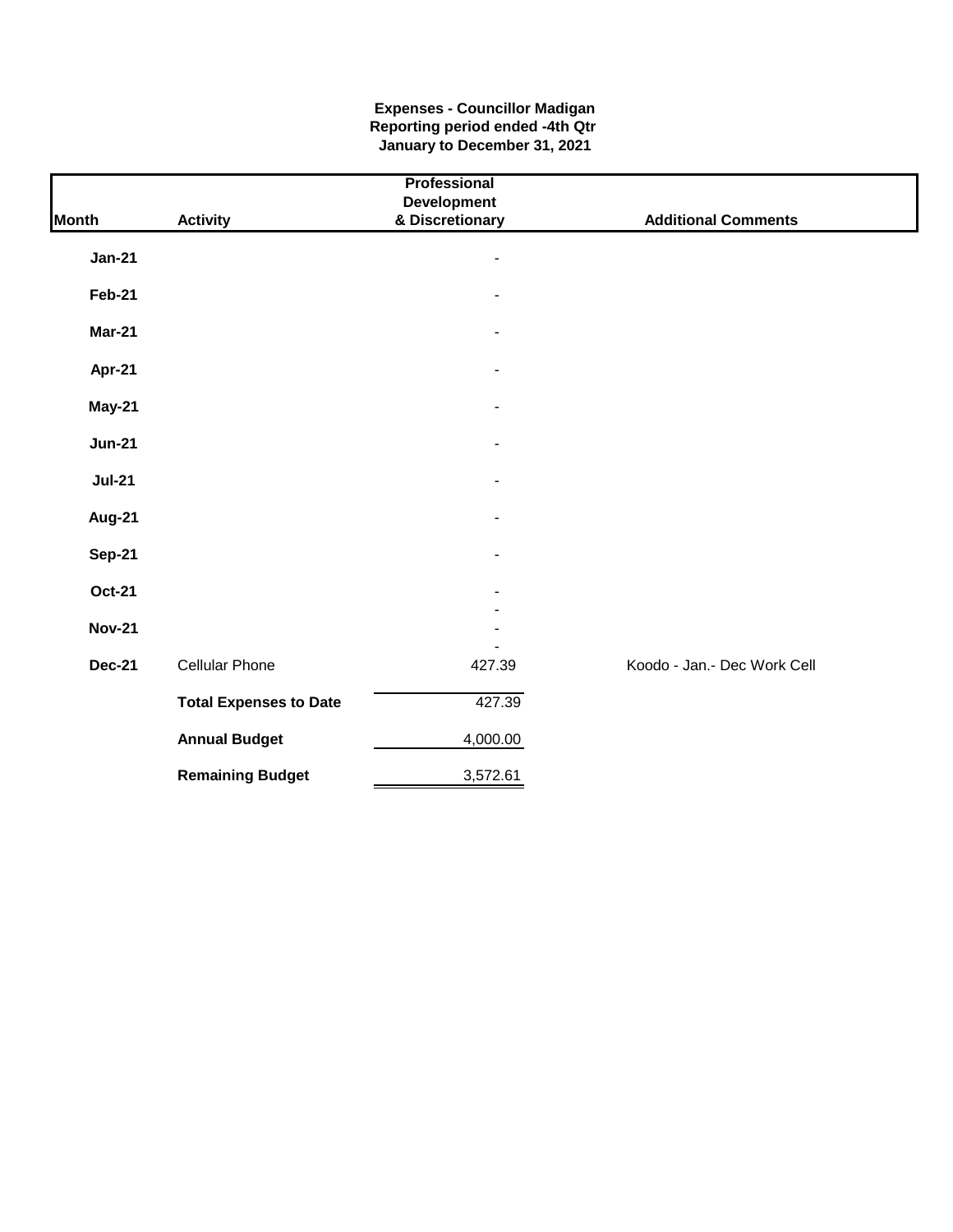**Expenses - Councillor Madigan**
**Reporting period ended -4th Qtr**
**January to December 31, 2021**

| Month | Activity | Professional Development & Discretionary | Additional Comments |
|---|---|---|---|
| **Jan-21** | | - | |
| **Feb-21** | | - | |
| **Mar-21** | | - | |
| **Apr-21** | | - | |
| **May-21** | | - | |
| **Jun-21** | | - | |
| **Jul-21** | | - | |
| **Aug-21** | | - | |
| **Sep-21** | | - | |
| **Oct-21** | | - | |
| | | - | |
| **Nov-21** | | - | |
| | | - | |
| **Dec-21** | Cellular Phone | 427.39 | Koodo - Jan.- Dec Work Cell |
| | **Total Expenses to Date** | 427.39 | |
| | **Annual Budget** | 4,000.00 | |
| | **Remaining Budget** | 3,572.61 | |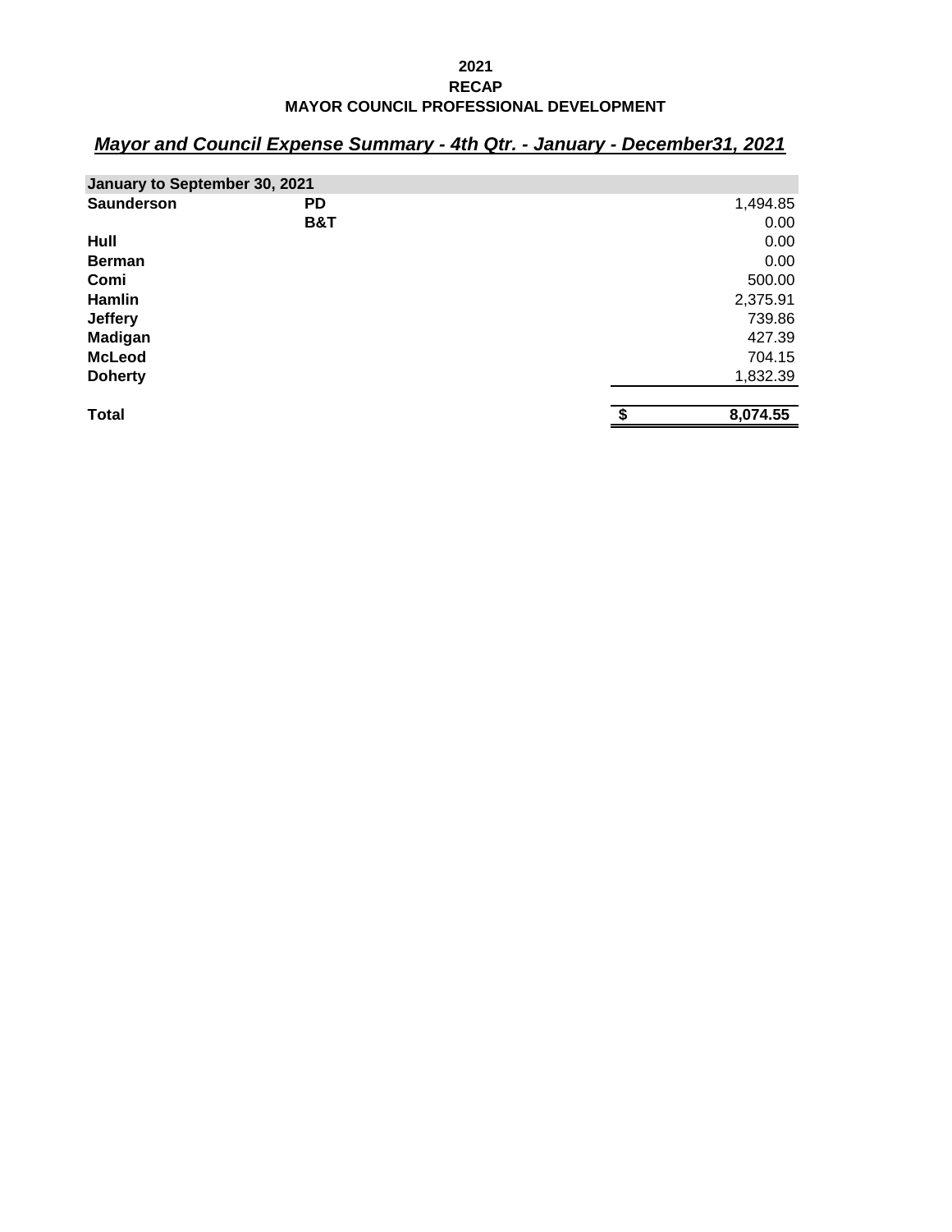**2021**
**RECAP**
**MAYOR COUNCIL PROFESSIONAL DEVELOPMENT**

## ***Mayor and Council Expense Summary - 4th Qtr. - January - December31, 2021***

| | | |
|---|---|---|
| **January to September 30, 2021** | | |
| **Saunderson** | **PD** | 1,494.85 |
| | **B&T** | 0.00 |
| **Hull** | | 0.00 |
| **Berman** | | 0.00 |
| **Comi** | | 500.00 |
| **Hamlin** | | 2,375.91 |
| **Jeffery** | | 739.86 |
| **Madigan** | | 427.39 |
| **McLeod** | | 704.15 |
| **Doherty** | | 1,832.39 |
| **Total** | | **$ 8,074.55** |